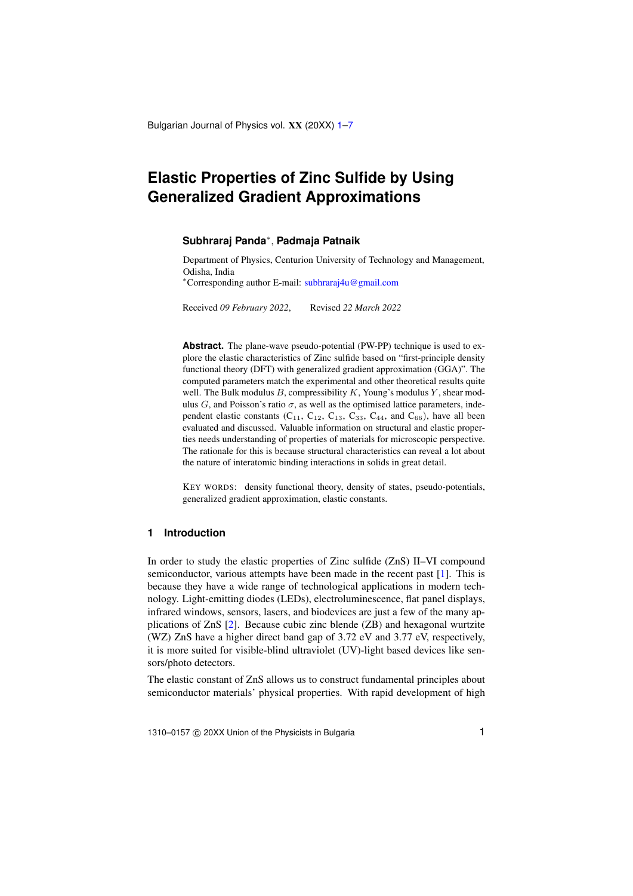# Elastic Properties of Zinc Sulfide by Using Generalized Gradient Approximations

**Subhraraj Panda**[*], **Padmaja Patnaik**

Department of Physics, Centurion University of Technology and Management, Odisha, India

[*]Corresponding author E-mail: subhraraj4u@gmail.com

Received *09 February 2022*, Revised *22 March 2022*

**Abstract.** The plane-wave pseudo-potential (PW-PP) technique is used to explore the elastic characteristics of Zinc sulfide based on "first-principle density functional theory (DFT) with generalized gradient approximation (GGA)". The computed parameters match the experimental and other theoretical results quite well. The Bulk modulus $B$, compressibility $K$, Young's modulus $Y$, shear modulus $G$, and Poisson's ratio $\sigma$, as well as the optimised lattice parameters, independent elastic constants ($C_{11}$, $C_{12}$, $C_{13}$, $C_{33}$, $C_{44}$, and $C_{66}$), have all been evaluated and discussed. Valuable information on structural and elastic properties needs understanding of properties of materials for microscopic perspective. The rationale for this is because structural characteristics can reveal a lot about the nature of interatomic binding interactions in solids in great detail.

KEY WORDS: density functional theory, density of states, pseudo-potentials, generalized gradient approximation, elastic constants.

## 1 Introduction

In order to study the elastic properties of Zinc sulfide (ZnS) II–VI compound semiconductor, various attempts have been made in the recent past [1]. This is because they have a wide range of technological applications in modern technology. Light-emitting diodes (LEDs), electroluminescence, flat panel displays, infrared windows, sensors, lasers, and biodevices are just a few of the many applications of ZnS [2]. Because cubic zinc blende (ZB) and hexagonal wurtzite (WZ) ZnS have a higher direct band gap of 3.72 eV and 3.77 eV, respectively, it is more suited for visible-blind ultraviolet (UV)-light based devices like sensors/photo detectors.

The elastic constant of ZnS allows us to construct fundamental principles about semiconductor materials' physical properties. With rapid development of high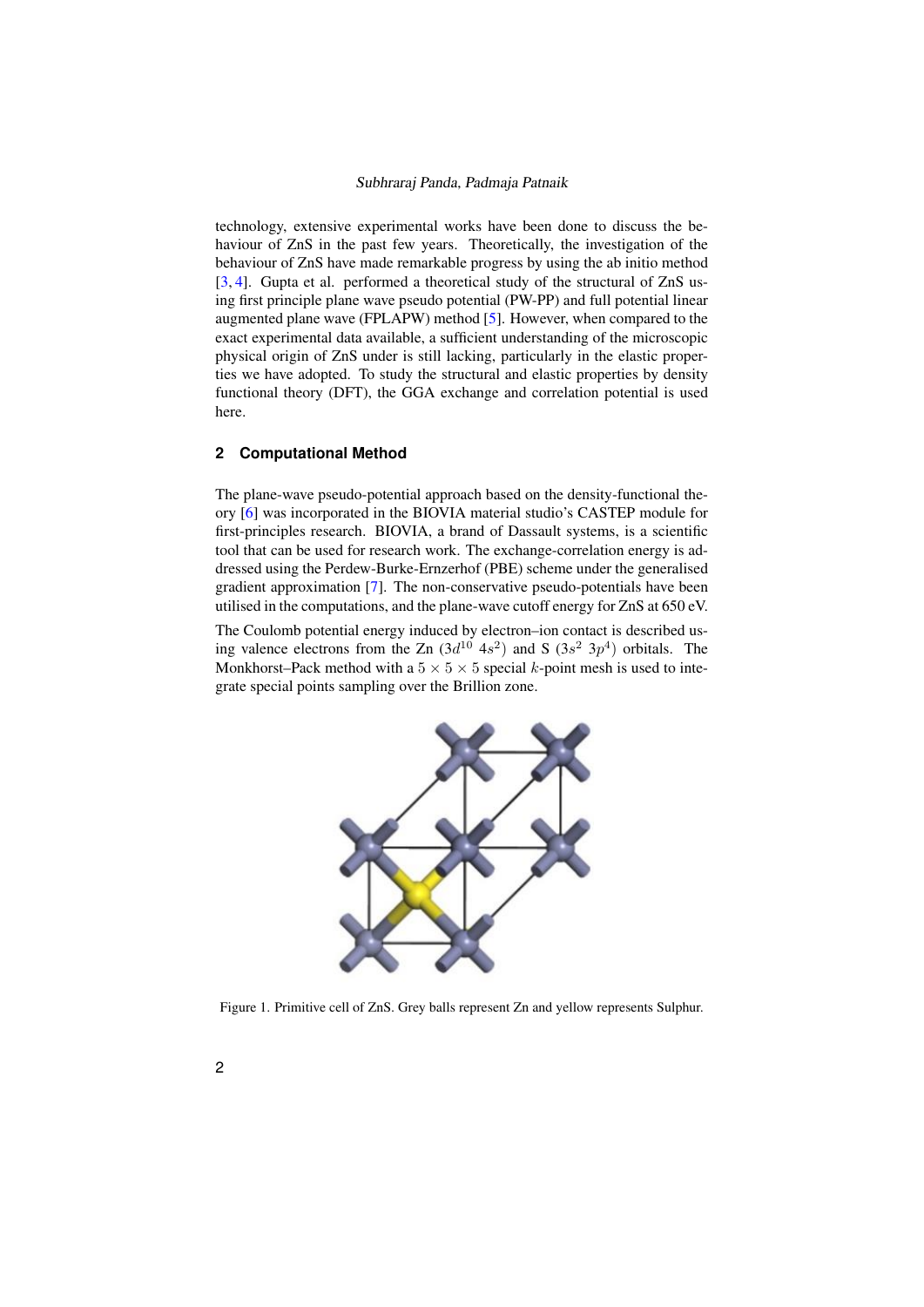technology, extensive experimental works have been done to discuss the behaviour of ZnS in the past few years. Theoretically, the investigation of the behaviour of ZnS have made remarkable progress by using the ab initio method [3, 4]. Gupta et al. performed a theoretical study of the structural of ZnS using first principle plane wave pseudo potential (PW-PP) and full potential linear augmented plane wave (FPLAPW) method [5]. However, when compared to the exact experimental data available, a sufficient understanding of the microscopic physical origin of ZnS under is still lacking, particularly in the elastic properties we have adopted. To study the structural and elastic properties by density functional theory (DFT), the GGA exchange and correlation potential is used here.

## 2 Computational Method

The plane-wave pseudo-potential approach based on the density-functional theory [6] was incorporated in the BIOVIA material studio's CASTEP module for first-principles research. BIOVIA, a brand of Dassault systems, is a scientific tool that can be used for research work. The exchange-correlation energy is addressed using the Perdew-Burke-Ernzerhof (PBE) scheme under the generalised gradient approximation [7]. The non-conservative pseudo-potentials have been utilised in the computations, and the plane-wave cutoff energy for ZnS at 650 eV.

The Coulomb potential energy induced by electron–ion contact is described using valence electrons from the Zn $(3d^{10}\ 4s^2)$ and S $(3s^2\ 3p^4)$ orbitals. The Monkhorst–Pack method with a $5 \times 5 \times 5$ special $k$-point mesh is used to integrate special points sampling over the Brillion zone.

Figure 1. Primitive cell of ZnS. Grey balls represent Zn and yellow represents Sulphur.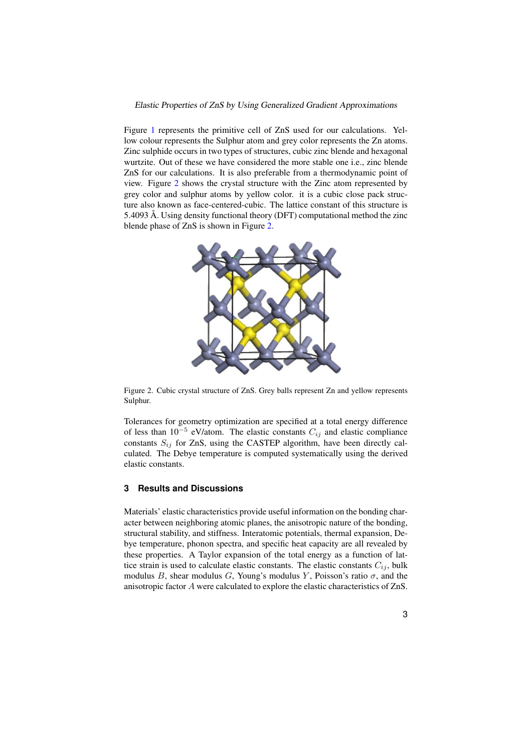Figure 1 represents the primitive cell of ZnS used for our calculations. Yellow colour represents the Sulphur atom and grey color represents the Zn atoms. Zinc sulphide occurs in two types of structures, cubic zinc blende and hexagonal wurtzite. Out of these we have considered the more stable one i.e., zinc blende ZnS for our calculations. It is also preferable from a thermodynamic point of view. Figure 2 shows the crystal structure with the Zinc atom represented by grey color and sulphur atoms by yellow color. it is a cubic close pack structure also known as face-centered-cubic. The lattice constant of this structure is 5.4093 Å. Using density functional theory (DFT) computational method the zinc blende phase of ZnS is shown in Figure 2.

Figure 2. Cubic crystal structure of ZnS. Grey balls represent Zn and yellow represents Sulphur.

Tolerances for geometry optimization are specified at a total energy difference of less than $10^{-5}$ eV/atom. The elastic constants $C_{ij}$ and elastic compliance constants $S_{ij}$ for ZnS, using the CASTEP algorithm, have been directly calculated. The Debye temperature is computed systematically using the derived elastic constants.

## 3 Results and Discussions

Materials' elastic characteristics provide useful information on the bonding character between neighboring atomic planes, the anisotropic nature of the bonding, structural stability, and stiffness. Interatomic potentials, thermal expansion, Debye temperature, phonon spectra, and specific heat capacity are all revealed by these properties. A Taylor expansion of the total energy as a function of lattice strain is used to calculate elastic constants. The elastic constants $C_{ij}$, bulk modulus $B$, shear modulus $G$, Young's modulus $Y$, Poisson's ratio $\sigma$, and the anisotropic factor $A$ were calculated to explore the elastic characteristics of ZnS.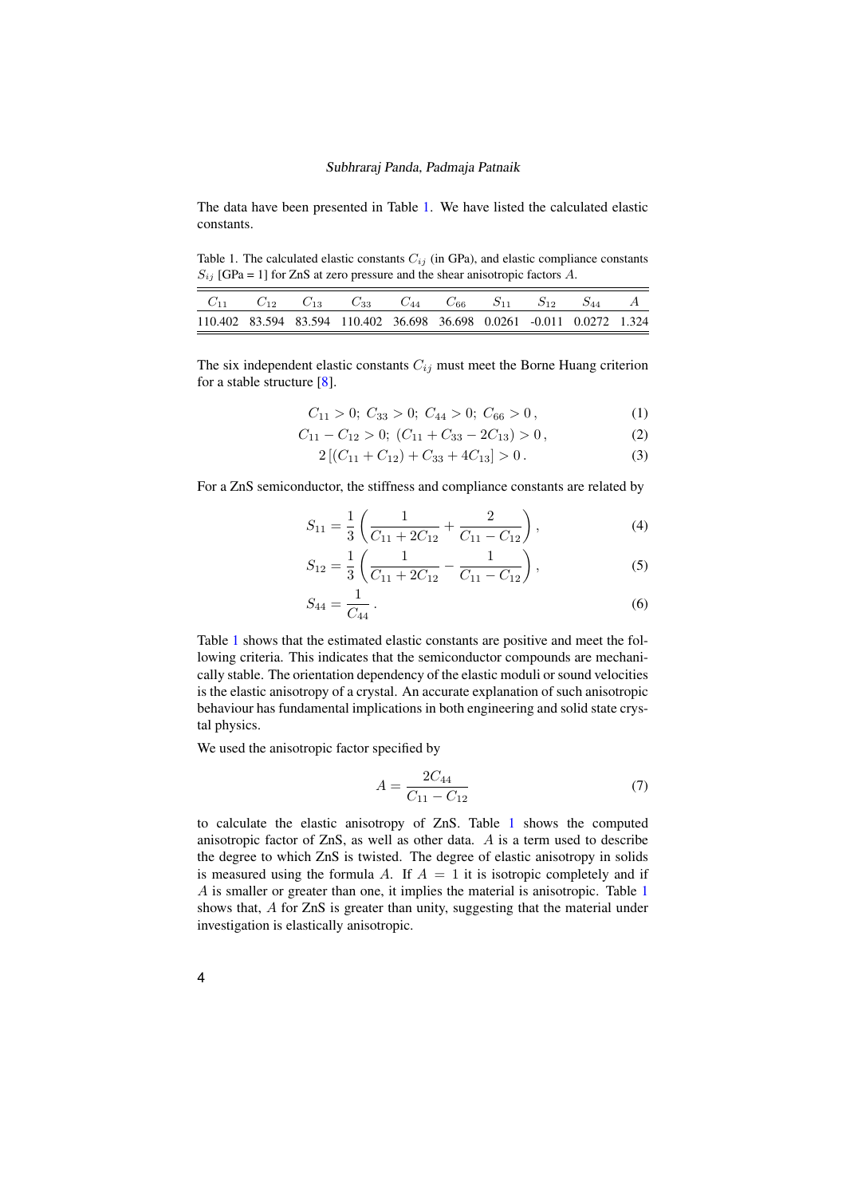The data have been presented in Table 1. We have listed the calculated elastic constants.

Table 1. The calculated elastic constants $C_{ij}$ (in GPa), and elastic compliance constants $S_{ij}$ [GPa = 1] for ZnS at zero pressure and the shear anisotropic factors $A$.

| $C_{11}$ | $C_{12}$ | $C_{13}$ | $C_{33}$ | $C_{44}$ | $C_{66}$ | $S_{11}$ | $S_{12}$ | $S_{44}$ | $A$ |
|---|---|---|---|---|---|---|---|---|---|
| 110.402 | 83.594 | 83.594 | 110.402 | 36.698 | 36.698 | 0.0261 | -0.011 | 0.0272 | 1.324 |

The six independent elastic constants $C_{ij}$ must meet the Borne Huang criterion for a stable structure [8].

$$C_{11} > 0;\ C_{33} > 0;\ C_{44} > 0;\ C_{66} > 0\,, \tag{1}$$

$$C_{11} - C_{12} > 0;\ (C_{11} + C_{33} - 2C_{13}) > 0\,, \tag{2}$$

$$2\left[(C_{11} + C_{12}) + C_{33} + 4C_{13}\right] > 0\,. \tag{3}$$

For a ZnS semiconductor, the stiffness and compliance constants are related by

$$S_{11} = \frac{1}{3}\left(\frac{1}{C_{11} + 2C_{12}} + \frac{2}{C_{11} - C_{12}}\right), \tag{4}$$

$$S_{12} = \frac{1}{3}\left(\frac{1}{C_{11} + 2C_{12}} - \frac{1}{C_{11} - C_{12}}\right), \tag{5}$$

$$S_{44} = \frac{1}{C_{44}}\,. \tag{6}$$

Table 1 shows that the estimated elastic constants are positive and meet the following criteria. This indicates that the semiconductor compounds are mechanically stable. The orientation dependency of the elastic moduli or sound velocities is the elastic anisotropy of a crystal. An accurate explanation of such anisotropic behaviour has fundamental implications in both engineering and solid state crystal physics.

We used the anisotropic factor specified by

$$A = \frac{2C_{44}}{C_{11} - C_{12}} \tag{7}$$

to calculate the elastic anisotropy of ZnS. Table 1 shows the computed anisotropic factor of ZnS, as well as other data. $A$ is a term used to describe the degree to which ZnS is twisted. The degree of elastic anisotropy in solids is measured using the formula $A$. If $A = 1$ it is isotropic completely and if $A$ is smaller or greater than one, it implies the material is anisotropic. Table 1 shows that, $A$ for ZnS is greater than unity, suggesting that the material under investigation is elastically anisotropic.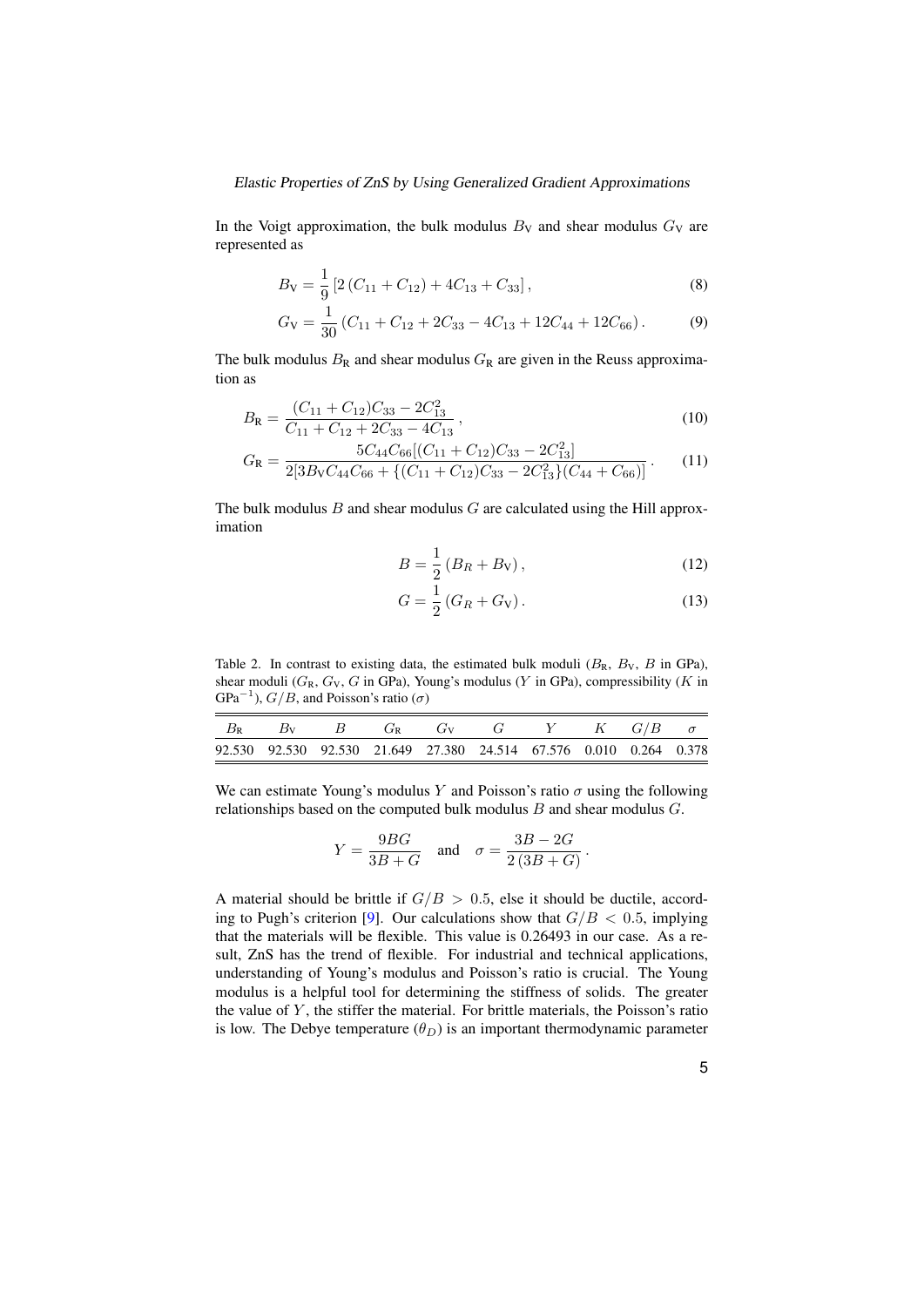In the Voigt approximation, the bulk modulus $B_{\mathrm{V}}$ and shear modulus $G_{\mathrm{V}}$ are represented as

$$B_{\mathrm{V}} = \frac{1}{9}\left[2\left(C_{11}+C_{12}\right)+4C_{13}+C_{33}\right], \tag{8}$$

$$G_{\mathrm{V}} = \frac{1}{30}\left(C_{11}+C_{12}+2C_{33}-4C_{13}+12C_{44}+12C_{66}\right). \tag{9}$$

The bulk modulus $B_{\mathrm{R}}$ and shear modulus $G_{\mathrm{R}}$ are given in the Reuss approximation as

$$B_{\mathrm{R}} = \frac{(C_{11}+C_{12})C_{33}-2C_{13}^{2}}{C_{11}+C_{12}+2C_{33}-4C_{13}}, \tag{10}$$

$$G_{\mathrm{R}} = \frac{5C_{44}C_{66}[(C_{11}+C_{12})C_{33}-2C_{13}^{2}]}{2[3B_{\mathrm{V}}C_{44}C_{66}+\{(C_{11}+C_{12})C_{33}-2C_{13}^{2}\}(C_{44}+C_{66})]}. \tag{11}$$

The bulk modulus $B$ and shear modulus $G$ are calculated using the Hill approximation

$$B = \frac{1}{2}\left(B_{R}+B_{\mathrm{V}}\right), \tag{12}$$

$$G = \frac{1}{2}\left(G_{R}+G_{\mathrm{V}}\right). \tag{13}$$

Table 2. In contrast to existing data, the estimated bulk moduli ($B_{\mathrm{R}}$, $B_{\mathrm{V}}$, $B$ in GPa), shear moduli ($G_{\mathrm{R}}$, $G_{\mathrm{V}}$, $G$ in GPa), Young's modulus ($Y$ in GPa), compressibility ($K$ in $\mathrm{GPa}^{-1}$), $G/B$, and Poisson's ratio ($\sigma$)

| $B_{\mathrm{R}}$ | $B_{\mathrm{V}}$ | $B$ | $G_{\mathrm{R}}$ | $G_{\mathrm{V}}$ | $G$ | $Y$ | $K$ | $G/B$ | $\sigma$ |
|---|---|---|---|---|---|---|---|---|---|
| 92.530 | 92.530 | 92.530 | 21.649 | 27.380 | 24.514 | 67.576 | 0.010 | 0.264 | 0.378 |

We can estimate Young's modulus $Y$ and Poisson's ratio $\sigma$ using the following relationships based on the computed bulk modulus $B$ and shear modulus $G$.

$$Y = \frac{9BG}{3B+G} \quad \text{and} \quad \sigma = \frac{3B-2G}{2\left(3B+G\right)}.$$

A material should be brittle if $G/B > 0.5$, else it should be ductile, according to Pugh's criterion [9]. Our calculations show that $G/B < 0.5$, implying that the materials will be flexible. This value is 0.26493 in our case. As a result, ZnS has the trend of flexible. For industrial and technical applications, understanding of Young's modulus and Poisson's ratio is crucial. The Young modulus is a helpful tool for determining the stiffness of solids. The greater the value of $Y$, the stiffer the material. For brittle materials, the Poisson's ratio is low. The Debye temperature ($\theta_D$) is an important thermodynamic parameter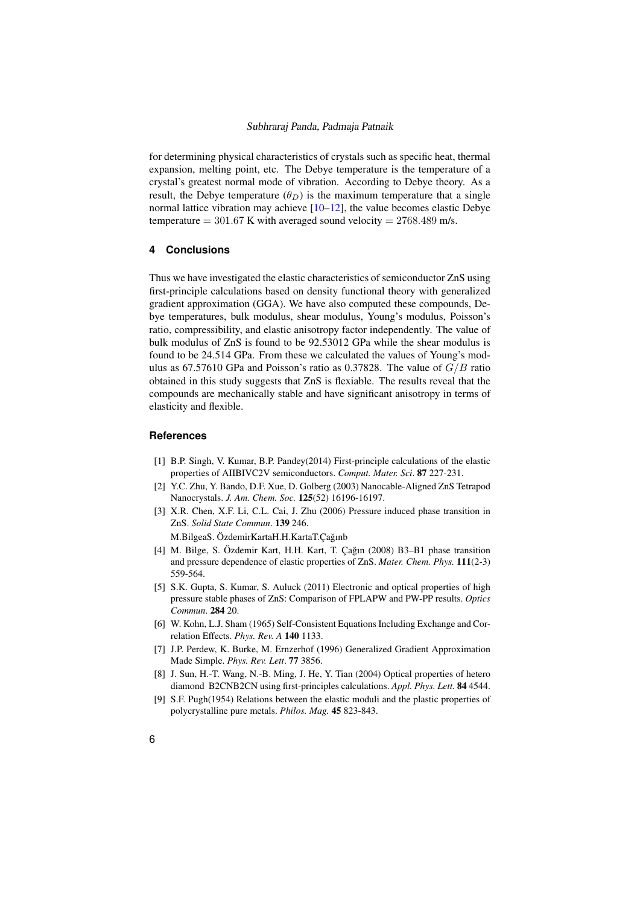for determining physical characteristics of crystals such as specific heat, thermal expansion, melting point, etc. The Debye temperature is the temperature of a crystal's greatest normal mode of vibration. According to Debye theory. As a result, the Debye temperature ($\theta_D$) is the maximum temperature that a single normal lattice vibration may achieve [10–12], the value becomes elastic Debye temperature $= 301.67$ K with averaged sound velocity $= 2768.489$ m/s.

## 4 Conclusions

Thus we have investigated the elastic characteristics of semiconductor ZnS using first-principle calculations based on density functional theory with generalized gradient approximation (GGA). We have also computed these compounds, Debye temperatures, bulk modulus, shear modulus, Young's modulus, Poisson's ratio, compressibility, and elastic anisotropy factor independently. The value of bulk modulus of ZnS is found to be 92.53012 GPa while the shear modulus is found to be 24.514 GPa. From these we calculated the values of Young's modulus as 67.57610 GPa and Poisson's ratio as 0.37828. The value of $G/B$ ratio obtained in this study suggests that ZnS is flexiable. The results reveal that the compounds are mechanically stable and have significant anisotropy in terms of elasticity and flexible.

## References

[1] B.P. Singh, V. Kumar, B.P. Pandey(2014) First-principle calculations of the elastic properties of AIIBIVC2V semiconductors. *Comput. Mater. Sci*. **87** 227-231.

[2] Y.C. Zhu, Y. Bando, D.F. Xue, D. Golberg (2003) Nanocable-Aligned ZnS Tetrapod Nanocrystals. *J. Am. Chem. Soc.* **125**(52) 16196-16197.

[3] X.R. Chen, X.F. Li, C.L. Cai, J. Zhu (2006) Pressure induced phase transition in ZnS. *Solid State Commun*. **139** 246.

M.BilgeaS. ÖzdemirKartaH.H.KartaT.Çağınb

[4] M. Bilge, S. Özdemir Kart, H.H. Kart, T. Çağın (2008) B3–B1 phase transition and pressure dependence of elastic properties of ZnS. *Mater. Chem. Phys.* **111**(2-3) 559-564.

[5] S.K. Gupta, S. Kumar, S. Auluck (2011) Electronic and optical properties of high pressure stable phases of ZnS: Comparison of FPLAPW and PW-PP results. *Optics Commun*. **284** 20.

[6] W. Kohn, L.J. Sham (1965) Self-Consistent Equations Including Exchange and Correlation Effects. *Phys. Rev. A* **140** 1133.

[7] J.P. Perdew, K. Burke, M. Ernzerhof (1996) Generalized Gradient Approximation Made Simple. *Phys. Rev. Lett*. **77** 3856.

[8] J. Sun, H.-T. Wang, N.-B. Ming, J. He, Y. Tian (2004) Optical properties of hetero diamond B2CNB2CN using first-principles calculations. *Appl. Phys. Lett.* **84** 4544.

[9] S.F. Pugh(1954) Relations between the elastic moduli and the plastic properties of polycrystalline pure metals. *Philos. Mag.* **45** 823-843.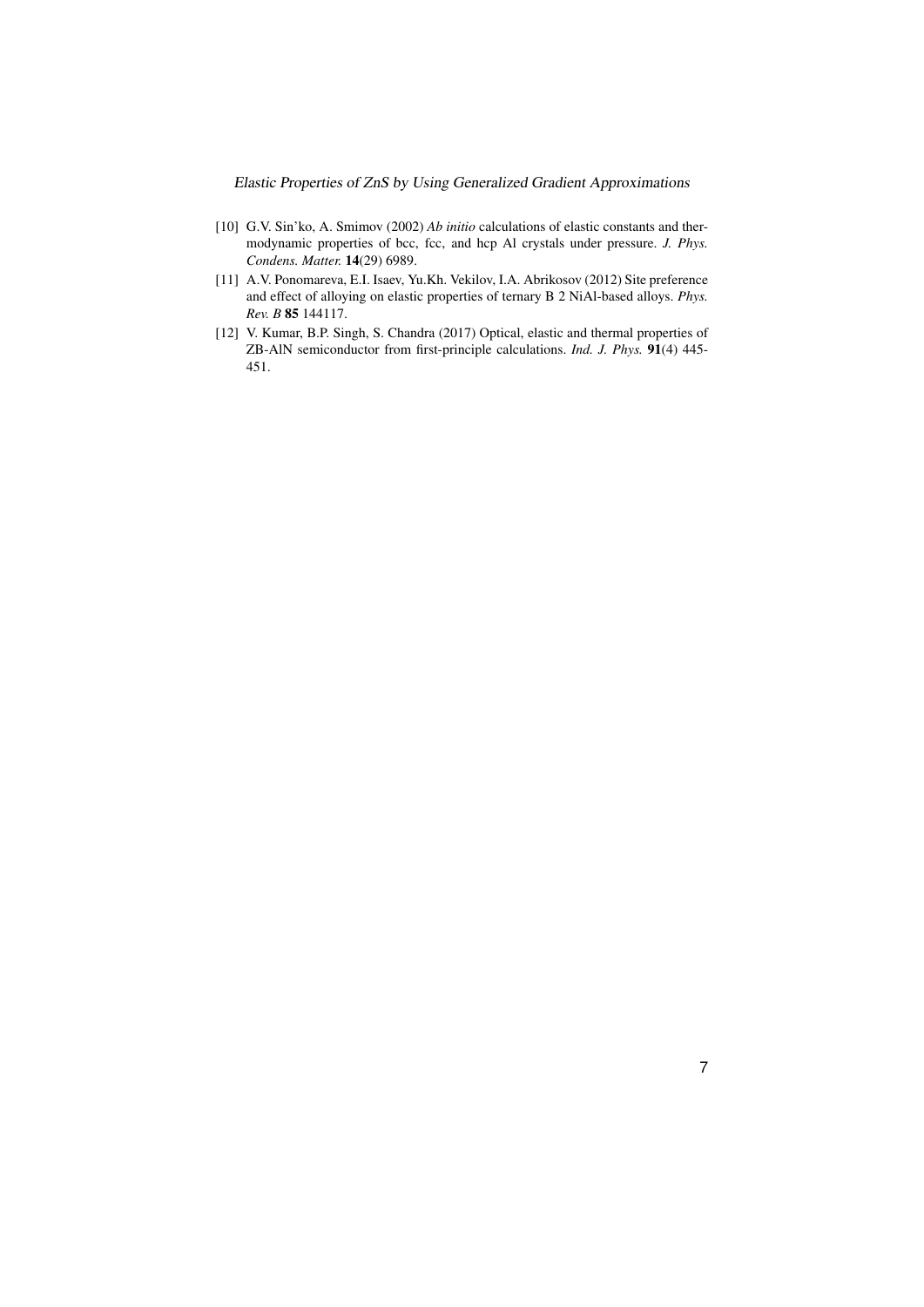[10] G.V. Sin'ko, A. Smimov (2002) *Ab initio* calculations of elastic constants and thermodynamic properties of bcc, fcc, and hcp Al crystals under pressure. *J. Phys. Condens. Matter.* **14**(29) 6989.

[11] A.V. Ponomareva, E.I. Isaev, Yu.Kh. Vekilov, I.A. Abrikosov (2012) Site preference and effect of alloying on elastic properties of ternary B 2 NiAl-based alloys. *Phys. Rev. B* **85** 144117.

[12] V. Kumar, B.P. Singh, S. Chandra (2017) Optical, elastic and thermal properties of ZB-AlN semiconductor from first-principle calculations. *Ind. J. Phys.* **91**(4) 445-451.